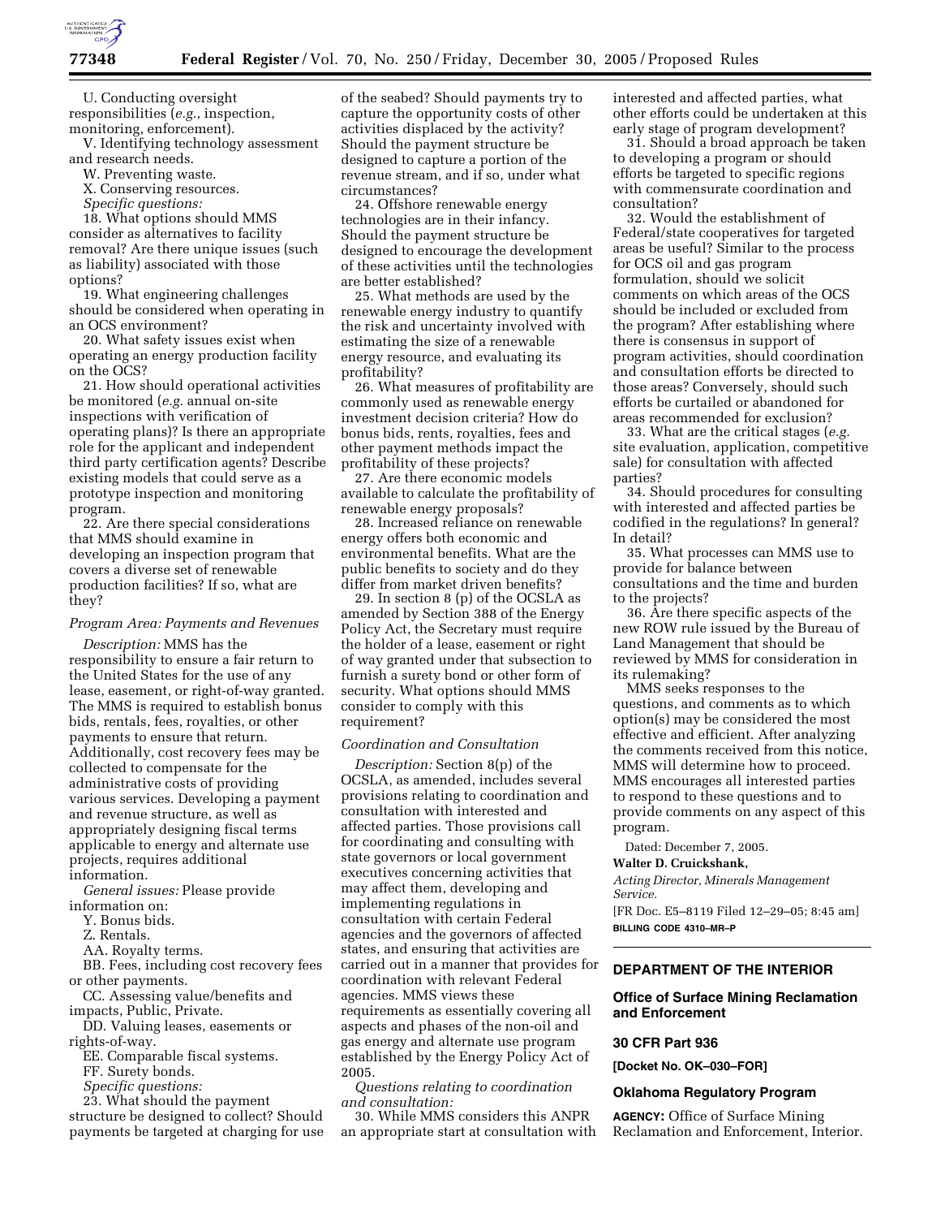U. Conducting oversight responsibilities (*e.g.*, inspection, monitoring, enforcement).

V. Identifying technology assessment and research needs.

W. Preventing waste.

X. Conserving resources.

*Specific questions:*

18. What options should MMS consider as alternatives to facility removal? Are there unique issues (such as liability) associated with those options?

19. What engineering challenges should be considered when operating in an OCS environment?

20. What safety issues exist when operating an energy production facility on the OCS?

21. How should operational activities be monitored (*e.g.* annual on-site inspections with verification of operating plans)? Is there an appropriate role for the applicant and independent third party certification agents? Describe existing models that could serve as a prototype inspection and monitoring program.

22. Are there special considerations that MMS should examine in developing an inspection program that covers a diverse set of renewable production facilities? If so, what are they?

*Program Area: Payments and Revenues*

*Description:* MMS has the responsibility to ensure a fair return to the United States for the use of any lease, easement, or right-of-way granted. The MMS is required to establish bonus bids, rentals, fees, royalties, or other payments to ensure that return. Additionally, cost recovery fees may be collected to compensate for the administrative costs of providing various services. Developing a payment and revenue structure, as well as appropriately designing fiscal terms applicable to energy and alternate use projects, requires additional information.

*General issues:* Please provide information on:

Y. Bonus bids.

Z. Rentals.

AA. Royalty terms.

BB. Fees, including cost recovery fees or other payments.

CC. Assessing value/benefits and impacts, Public, Private.

DD. Valuing leases, easements or rights-of-way.

EE. Comparable fiscal systems.

FF. Surety bonds.

*Specific questions:*

23. What should the payment structure be designed to collect? Should payments be targeted at charging for use of the seabed? Should payments try to capture the opportunity costs of other activities displaced by the activity? Should the payment structure be designed to capture a portion of the revenue stream, and if so, under what circumstances?

24. Offshore renewable energy technologies are in their infancy. Should the payment structure be designed to encourage the development of these activities until the technologies are better established?

25. What methods are used by the renewable energy industry to quantify the risk and uncertainty involved with estimating the size of a renewable energy resource, and evaluating its profitability?

26. What measures of profitability are commonly used as renewable energy investment decision criteria? How do bonus bids, rents, royalties, fees and other payment methods impact the profitability of these projects?

27. Are there economic models available to calculate the profitability of renewable energy proposals?

28. Increased reliance on renewable energy offers both economic and environmental benefits. What are the public benefits to society and do they differ from market driven benefits?

29. In section 8 (p) of the OCSLA as amended by Section 388 of the Energy Policy Act, the Secretary must require the holder of a lease, easement or right of way granted under that subsection to furnish a surety bond or other form of security. What options should MMS consider to comply with this requirement?

*Coordination and Consultation*

*Description:* Section 8(p) of the OCSLA, as amended, includes several provisions relating to coordination and consultation with interested and affected parties. Those provisions call for coordinating and consulting with state governors or local government executives concerning activities that may affect them, developing and implementing regulations in consultation with certain Federal agencies and the governors of affected states, and ensuring that activities are carried out in a manner that provides for coordination with relevant Federal agencies. MMS views these requirements as essentially covering all aspects and phases of the non-oil and gas energy and alternate use program established by the Energy Policy Act of 2005.

*Questions relating to coordination and consultation:*

30. While MMS considers this ANPR an appropriate start at consultation with interested and affected parties, what other efforts could be undertaken at this early stage of program development?

31. Should a broad approach be taken to developing a program or should efforts be targeted to specific regions with commensurate coordination and consultation?

32. Would the establishment of Federal/state cooperatives for targeted areas be useful? Similar to the process for OCS oil and gas program formulation, should we solicit comments on which areas of the OCS should be included or excluded from the program? After establishing where there is consensus in support of program activities, should coordination and consultation efforts be directed to those areas? Conversely, should such efforts be curtailed or abandoned for areas recommended for exclusion?

33. What are the critical stages (*e.g.* site evaluation, application, competitive sale) for consultation with affected parties?

34. Should procedures for consulting with interested and affected parties be codified in the regulations? In general? In detail?

35. What processes can MMS use to provide for balance between consultations and the time and burden to the projects?

36. Are there specific aspects of the new ROW rule issued by the Bureau of Land Management that should be reviewed by MMS for consideration in its rulemaking?

MMS seeks responses to the questions, and comments as to which option(s) may be considered the most effective and efficient. After analyzing the comments received from this notice, MMS will determine how to proceed. MMS encourages all interested parties to respond to these questions and to provide comments on any aspect of this program.

Dated: December 7, 2005.

**Walter D. Cruickshank,**

*Acting Director, Minerals Management Service.*

[FR Doc. E5–8119 Filed 12–29–05; 8:45 am]

**BILLING CODE 4310–MR–P**

---

## DEPARTMENT OF THE INTERIOR

### Office of Surface Mining Reclamation and Enforcement

### 30 CFR Part 936

**[Docket No. OK–030–FOR]**

### Oklahoma Regulatory Program

**AGENCY:** Office of Surface Mining Reclamation and Enforcement, Interior.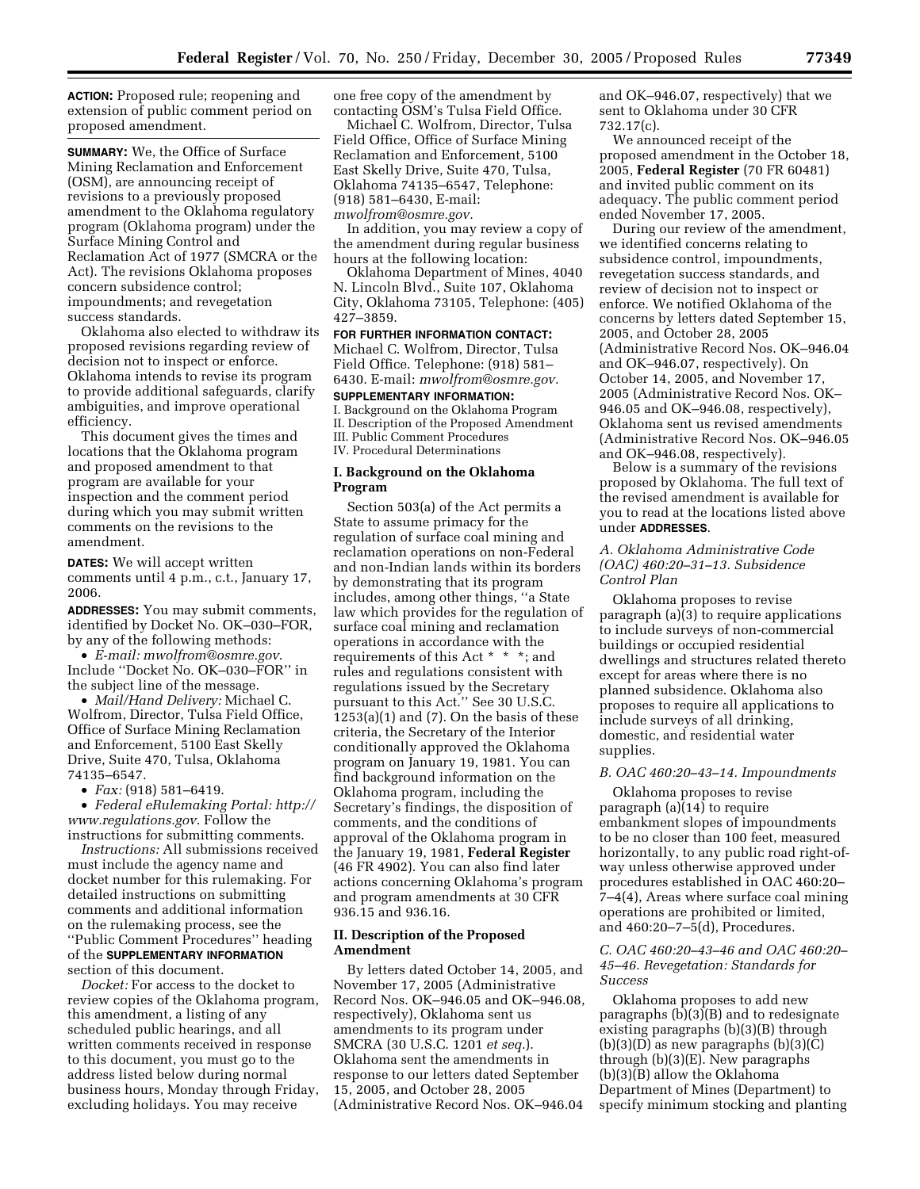**ACTION:** Proposed rule; reopening and extension of public comment period on proposed amendment.

**SUMMARY:** We, the Office of Surface Mining Reclamation and Enforcement (OSM), are announcing receipt of revisions to a previously proposed amendment to the Oklahoma regulatory program (Oklahoma program) under the Surface Mining Control and Reclamation Act of 1977 (SMCRA or the Act). The revisions Oklahoma proposes concern subsidence control; impoundments; and revegetation success standards.

Oklahoma also elected to withdraw its proposed revisions regarding review of decision not to inspect or enforce. Oklahoma intends to revise its program to provide additional safeguards, clarify ambiguities, and improve operational efficiency.

This document gives the times and locations that the Oklahoma program and proposed amendment to that program are available for your inspection and the comment period during which you may submit written comments on the revisions to the amendment.

**DATES:** We will accept written comments until 4 p.m., c.t., January 17, 2006.

**ADDRESSES:** You may submit comments, identified by Docket No. OK–030–FOR, by any of the following methods:

- *E-mail: mwolfrom@osmre.gov*. Include ''Docket No. OK–030–FOR'' in the subject line of the message.
- *Mail/Hand Delivery:* Michael C. Wolfrom, Director, Tulsa Field Office, Office of Surface Mining Reclamation and Enforcement, 5100 East Skelly Drive, Suite 470, Tulsa, Oklahoma 74135–6547.
- *Fax:* (918) 581–6419.
- *Federal eRulemaking Portal: http://www.regulations.gov*. Follow the instructions for submitting comments.

*Instructions:* All submissions received must include the agency name and docket number for this rulemaking. For detailed instructions on submitting comments and additional information on the rulemaking process, see the ''Public Comment Procedures'' heading of the **SUPPLEMENTARY INFORMATION** section of this document.

*Docket:* For access to the docket to review copies of the Oklahoma program, this amendment, a listing of any scheduled public hearings, and all written comments received in response to this document, you must go to the address listed below during normal business hours, Monday through Friday, excluding holidays. You may receive one free copy of the amendment by contacting OSM's Tulsa Field Office.

Michael C. Wolfrom, Director, Tulsa Field Office, Office of Surface Mining Reclamation and Enforcement, 5100 East Skelly Drive, Suite 470, Tulsa, Oklahoma 74135–6547, Telephone: (918) 581–6430, E-mail: *mwolfrom@osmre.gov.*

In addition, you may review a copy of the amendment during regular business hours at the following location:

Oklahoma Department of Mines, 4040 N. Lincoln Blvd., Suite 107, Oklahoma City, Oklahoma 73105, Telephone: (405) 427–3859.

**FOR FURTHER INFORMATION CONTACT:** Michael C. Wolfrom, Director, Tulsa Field Office. Telephone: (918) 581–6430. E-mail: *mwolfrom@osmre.gov.*

**SUPPLEMENTARY INFORMATION:**

I. Background on the Oklahoma Program
II. Description of the Proposed Amendment
III. Public Comment Procedures
IV. Procedural Determinations

## I. Background on the Oklahoma Program

Section 503(a) of the Act permits a State to assume primacy for the regulation of surface coal mining and reclamation operations on non-Federal and non-Indian lands within its borders by demonstrating that its program includes, among other things, ''a State law which provides for the regulation of surface coal mining and reclamation operations in accordance with the requirements of this Act * * *; and rules and regulations consistent with regulations issued by the Secretary pursuant to this Act.'' See 30 U.S.C. 1253(a)(1) and (7). On the basis of these criteria, the Secretary of the Interior conditionally approved the Oklahoma program on January 19, 1981. You can find background information on the Oklahoma program, including the Secretary's findings, the disposition of comments, and the conditions of approval of the Oklahoma program in the January 19, 1981, **Federal Register** (46 FR 4902). You can also find later actions concerning Oklahoma's program and program amendments at 30 CFR 936.15 and 936.16.

## II. Description of the Proposed Amendment

By letters dated October 14, 2005, and November 17, 2005 (Administrative Record Nos. OK–946.05 and OK–946.08, respectively), Oklahoma sent us amendments to its program under SMCRA (30 U.S.C. 1201 *et seq.*). Oklahoma sent the amendments in response to our letters dated September 15, 2005, and October 28, 2005 (Administrative Record Nos. OK–946.04 and OK–946.07, respectively) that we sent to Oklahoma under 30 CFR 732.17(c).

We announced receipt of the proposed amendment in the October 18, 2005, **Federal Register** (70 FR 60481) and invited public comment on its adequacy. The public comment period ended November 17, 2005.

During our review of the amendment, we identified concerns relating to subsidence control, impoundments, revegetation success standards, and review of decision not to inspect or enforce. We notified Oklahoma of the concerns by letters dated September 15, 2005, and October 28, 2005 (Administrative Record Nos. OK–946.04 and OK–946.07, respectively). On October 14, 2005, and November 17, 2005 (Administrative Record Nos. OK–946.05 and OK–946.08, respectively), Oklahoma sent us revised amendments (Administrative Record Nos. OK–946.05 and OK–946.08, respectively).

Below is a summary of the revisions proposed by Oklahoma. The full text of the revised amendment is available for you to read at the locations listed above under **ADDRESSES**.

### *A. Oklahoma Administrative Code (OAC) 460:20–31–13. Subsidence Control Plan*

Oklahoma proposes to revise paragraph (a)(3) to require applications to include surveys of non-commercial buildings or occupied residential dwellings and structures related thereto except for areas where there is no planned subsidence. Oklahoma also proposes to require all applications to include surveys of all drinking, domestic, and residential water supplies.

### *B. OAC 460:20–43–14. Impoundments*

Oklahoma proposes to revise paragraph (a)(14) to require embankment slopes of impoundments to be no closer than 100 feet, measured horizontally, to any public road right-of-way unless otherwise approved under procedures established in OAC 460:20–7–4(4), Areas where surface coal mining operations are prohibited or limited, and 460:20–7–5(d), Procedures.

### *C. OAC 460:20–43–46 and OAC 460:20–45–46. Revegetation: Standards for Success*

Oklahoma proposes to add new paragraphs (b)(3)(B) and to redesignate existing paragraphs (b)(3)(B) through (b)(3)(D) as new paragraphs (b)(3)(C) through (b)(3)(E). New paragraphs (b)(3)(B) allow the Oklahoma Department of Mines (Department) to specify minimum stocking and planting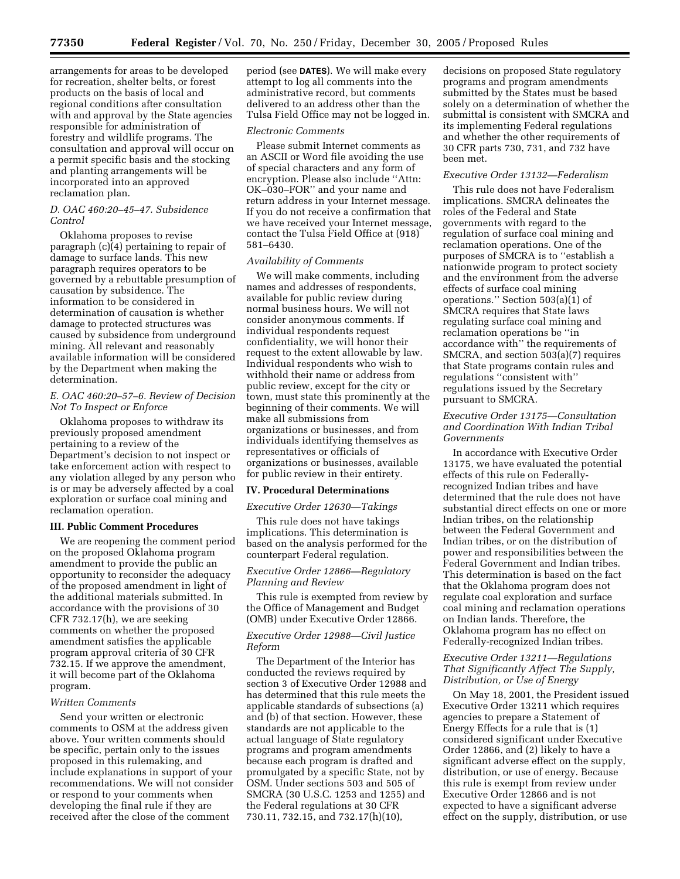arrangements for areas to be developed for recreation, shelter belts, or forest products on the basis of local and regional conditions after consultation with and approval by the State agencies responsible for administration of forestry and wildlife programs. The consultation and approval will occur on a permit specific basis and the stocking and planting arrangements will be incorporated into an approved reclamation plan.

### *D. OAC 460:20–45–47. Subsidence Control*

Oklahoma proposes to revise paragraph (c)(4) pertaining to repair of damage to surface lands. This new paragraph requires operators to be governed by a rebuttable presumption of causation by subsidence. The information to be considered in determination of causation is whether damage to protected structures was caused by subsidence from underground mining. All relevant and reasonably available information will be considered by the Department when making the determination.

### *E. OAC 460:20–57–6. Review of Decision Not To Inspect or Enforce*

Oklahoma proposes to withdraw its previously proposed amendment pertaining to a review of the Department's decision to not inspect or take enforcement action with respect to any violation alleged by any person who is or may be adversely affected by a coal exploration or surface coal mining and reclamation operation.

## III. Public Comment Procedures

We are reopening the comment period on the proposed Oklahoma program amendment to provide the public an opportunity to reconsider the adequacy of the proposed amendment in light of the additional materials submitted. In accordance with the provisions of 30 CFR 732.17(h), we are seeking comments on whether the proposed amendment satisfies the applicable program approval criteria of 30 CFR 732.15. If we approve the amendment, it will become part of the Oklahoma program.

### *Written Comments*

Send your written or electronic comments to OSM at the address given above. Your written comments should be specific, pertain only to the issues proposed in this rulemaking, and include explanations in support of your recommendations. We will not consider or respond to your comments when developing the final rule if they are received after the close of the comment period (see **DATES**). We will make every attempt to log all comments into the administrative record, but comments delivered to an address other than the Tulsa Field Office may not be logged in.

### *Electronic Comments*

Please submit Internet comments as an ASCII or Word file avoiding the use of special characters and any form of encryption. Please also include "Attn: OK–030–FOR" and your name and return address in your Internet message. If you do not receive a confirmation that we have received your Internet message, contact the Tulsa Field Office at (918) 581–6430.

### *Availability of Comments*

We will make comments, including names and addresses of respondents, available for public review during normal business hours. We will not consider anonymous comments. If individual respondents request confidentiality, we will honor their request to the extent allowable by law. Individual respondents who wish to withhold their name or address from public review, except for the city or town, must state this prominently at the beginning of their comments. We will make all submissions from organizations or businesses, and from individuals identifying themselves as representatives or officials of organizations or businesses, available for public review in their entirety.

## IV. Procedural Determinations

### *Executive Order 12630—Takings*

This rule does not have takings implications. This determination is based on the analysis performed for the counterpart Federal regulation.

### *Executive Order 12866—Regulatory Planning and Review*

This rule is exempted from review by the Office of Management and Budget (OMB) under Executive Order 12866.

### *Executive Order 12988—Civil Justice Reform*

The Department of the Interior has conducted the reviews required by section 3 of Executive Order 12988 and has determined that this rule meets the applicable standards of subsections (a) and (b) of that section. However, these standards are not applicable to the actual language of State regulatory programs and program amendments because each program is drafted and promulgated by a specific State, not by OSM. Under sections 503 and 505 of SMCRA (30 U.S.C. 1253 and 1255) and the Federal regulations at 30 CFR 730.11, 732.15, and 732.17(h)(10), decisions on proposed State regulatory programs and program amendments submitted by the States must be based solely on a determination of whether the submittal is consistent with SMCRA and its implementing Federal regulations and whether the other requirements of 30 CFR parts 730, 731, and 732 have been met.

### *Executive Order 13132—Federalism*

This rule does not have Federalism implications. SMCRA delineates the roles of the Federal and State governments with regard to the regulation of surface coal mining and reclamation operations. One of the purposes of SMCRA is to "establish a nationwide program to protect society and the environment from the adverse effects of surface coal mining operations." Section 503(a)(1) of SMCRA requires that State laws regulating surface coal mining and reclamation operations be "in accordance with" the requirements of SMCRA, and section 503(a)(7) requires that State programs contain rules and regulations "consistent with" regulations issued by the Secretary pursuant to SMCRA.

### *Executive Order 13175—Consultation and Coordination With Indian Tribal Governments*

In accordance with Executive Order 13175, we have evaluated the potential effects of this rule on Federally-recognized Indian tribes and have determined that the rule does not have substantial direct effects on one or more Indian tribes, on the relationship between the Federal Government and Indian tribes, or on the distribution of power and responsibilities between the Federal Government and Indian tribes. This determination is based on the fact that the Oklahoma program does not regulate coal exploration and surface coal mining and reclamation operations on Indian lands. Therefore, the Oklahoma program has no effect on Federally-recognized Indian tribes.

### *Executive Order 13211—Regulations That Significantly Affect The Supply, Distribution, or Use of Energy*

On May 18, 2001, the President issued Executive Order 13211 which requires agencies to prepare a Statement of Energy Effects for a rule that is (1) considered significant under Executive Order 12866, and (2) likely to have a significant adverse effect on the supply, distribution, or use of energy. Because this rule is exempt from review under Executive Order 12866 and is not expected to have a significant adverse effect on the supply, distribution, or use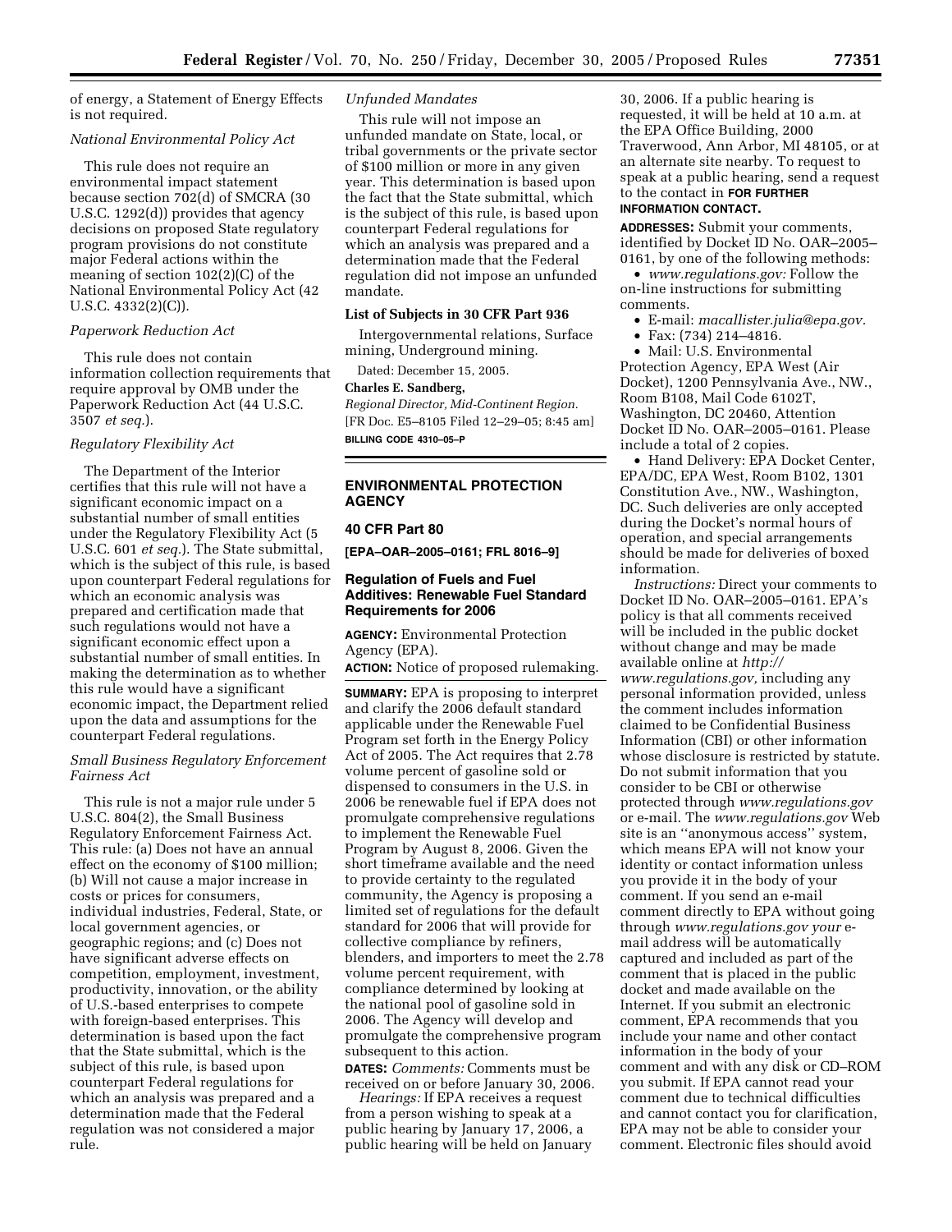of energy, a Statement of Energy Effects is not required.

*National Environmental Policy Act*

This rule does not require an environmental impact statement because section 702(d) of SMCRA (30 U.S.C. 1292(d)) provides that agency decisions on proposed State regulatory program provisions do not constitute major Federal actions within the meaning of section 102(2)(C) of the National Environmental Policy Act (42 U.S.C. 4332(2)(C)).

*Paperwork Reduction Act*

This rule does not contain information collection requirements that require approval by OMB under the Paperwork Reduction Act (44 U.S.C. 3507 *et seq.*).

*Regulatory Flexibility Act*

The Department of the Interior certifies that this rule will not have a significant economic impact on a substantial number of small entities under the Regulatory Flexibility Act (5 U.S.C. 601 *et seq.*). The State submittal, which is the subject of this rule, is based upon counterpart Federal regulations for which an economic analysis was prepared and certification made that such regulations would not have a significant economic effect upon a substantial number of small entities. In making the determination as to whether this rule would have a significant economic impact, the Department relied upon the data and assumptions for the counterpart Federal regulations.

*Small Business Regulatory Enforcement Fairness Act*

This rule is not a major rule under 5 U.S.C. 804(2), the Small Business Regulatory Enforcement Fairness Act. This rule: (a) Does not have an annual effect on the economy of $100 million; (b) Will not cause a major increase in costs or prices for consumers, individual industries, Federal, State, or local government agencies, or geographic regions; and (c) Does not have significant adverse effects on competition, employment, investment, productivity, innovation, or the ability of U.S.-based enterprises to compete with foreign-based enterprises. This determination is based upon the fact that the State submittal, which is the subject of this rule, is based upon counterpart Federal regulations for which an analysis was prepared and a determination made that the Federal regulation was not considered a major rule.

*Unfunded Mandates*

This rule will not impose an unfunded mandate on State, local, or tribal governments or the private sector of $100 million or more in any given year. This determination is based upon the fact that the State submittal, which is the subject of this rule, is based upon counterpart Federal regulations for which an analysis was prepared and a determination made that the Federal regulation did not impose an unfunded mandate.

**List of Subjects in 30 CFR Part 936**

Intergovernmental relations, Surface mining, Underground mining.

Dated: December 15, 2005.

**Charles E. Sandberg,**

*Regional Director, Mid-Continent Region.*

[FR Doc. E5–8105 Filed 12–29–05; 8:45 am]

**BILLING CODE 4310–05–P**

---

## ENVIRONMENTAL PROTECTION AGENCY

### 40 CFR Part 80

**[EPA–OAR–2005–0161; FRL 8016–9]**

### Regulation of Fuels and Fuel Additives: Renewable Fuel Standard Requirements for 2006

**AGENCY:** Environmental Protection Agency (EPA).

**ACTION:** Notice of proposed rulemaking.

**SUMMARY:** EPA is proposing to interpret and clarify the 2006 default standard applicable under the Renewable Fuel Program set forth in the Energy Policy Act of 2005. The Act requires that 2.78 volume percent of gasoline sold or dispensed to consumers in the U.S. in 2006 be renewable fuel if EPA does not promulgate comprehensive regulations to implement the Renewable Fuel Program by August 8, 2006. Given the short timeframe available and the need to provide certainty to the regulated community, the Agency is proposing a limited set of regulations for the default standard for 2006 that will provide for collective compliance by refiners, blenders, and importers to meet the 2.78 volume percent requirement, with compliance determined by looking at the national pool of gasoline sold in 2006. The Agency will develop and promulgate the comprehensive program subsequent to this action.

**DATES:** *Comments:* Comments must be received on or before January 30, 2006.

*Hearings:* If EPA receives a request from a person wishing to speak at a public hearing by January 17, 2006, a public hearing will be held on January 30, 2006. If a public hearing is requested, it will be held at 10 a.m. at the EPA Office Building, 2000 Traverwood, Ann Arbor, MI 48105, or at an alternate site nearby. To request to speak at a public hearing, send a request to the contact in **FOR FURTHER INFORMATION CONTACT.**

**ADDRESSES:** Submit your comments, identified by Docket ID No. OAR–2005–0161, by one of the following methods:

- *www.regulations.gov:* Follow the on-line instructions for submitting comments.
- E-mail: *macallister.julia@epa.gov.*
- Fax: (734) 214–4816.
- Mail: U.S. Environmental Protection Agency, EPA West (Air Docket), 1200 Pennsylvania Ave., NW., Room B108, Mail Code 6102T, Washington, DC 20460, Attention Docket ID No. OAR–2005–0161. Please include a total of 2 copies.
- Hand Delivery: EPA Docket Center, EPA/DC, EPA West, Room B102, 1301 Constitution Ave., NW., Washington, DC. Such deliveries are only accepted during the Docket's normal hours of operation, and special arrangements should be made for deliveries of boxed information.

*Instructions:* Direct your comments to Docket ID No. OAR–2005–0161. EPA's policy is that all comments received will be included in the public docket without change and may be made available online at *http://www.regulations.gov,* including any personal information provided, unless the comment includes information claimed to be Confidential Business Information (CBI) or other information whose disclosure is restricted by statute. Do not submit information that you consider to be CBI or otherwise protected through *www.regulations.gov* or e-mail. The *www.regulations.gov* Web site is an ''anonymous access'' system, which means EPA will not know your identity or contact information unless you provide it in the body of your comment. If you send an e-mail comment directly to EPA without going through *www.regulations.gov* your e-mail address will be automatically captured and included as part of the comment that is placed in the public docket and made available on the Internet. If you submit an electronic comment, EPA recommends that you include your name and other contact information in the body of your comment and with any disk or CD–ROM you submit. If EPA cannot read your comment due to technical difficulties and cannot contact you for clarification, EPA may not be able to consider your comment. Electronic files should avoid